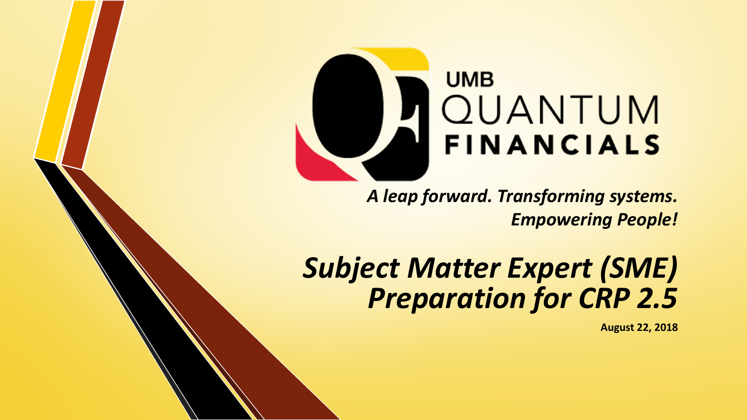UMB
QUANTUM
FINANCIALS

***A leap forward. Transforming systems. Empowering People!***

# *Subject Matter Expert (SME) Preparation for CRP 2.5*

**August 22, 2018**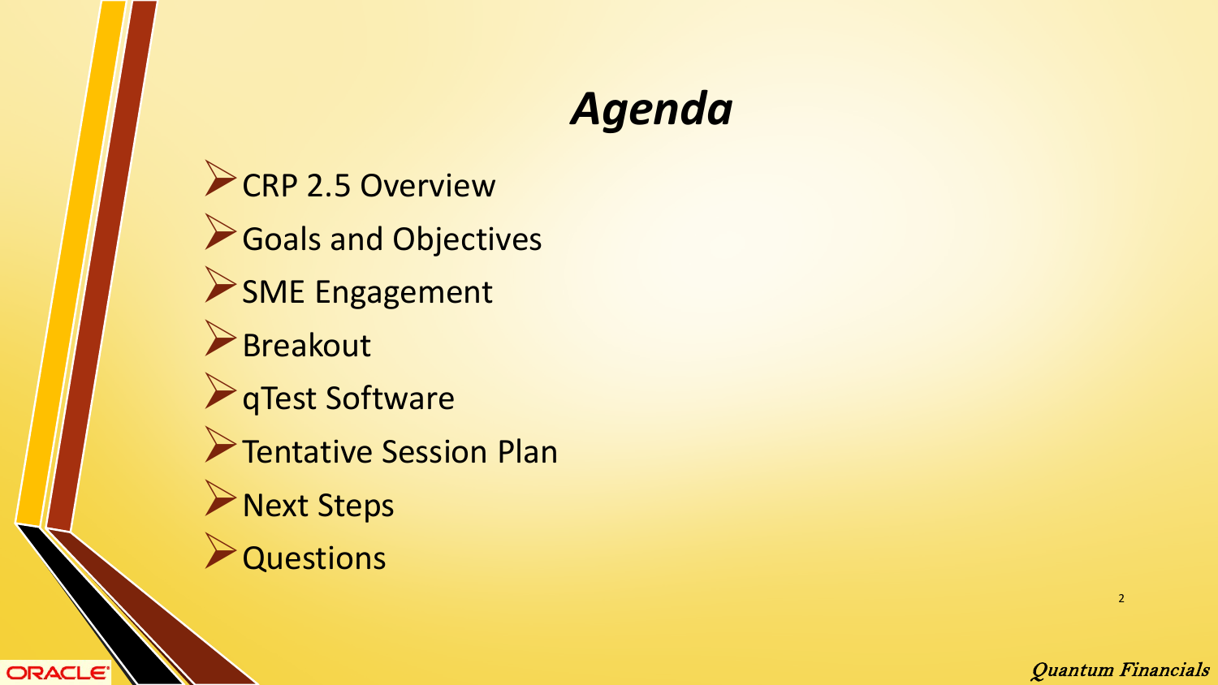# *Agenda*

- CRP 2.5 Overview
- Goals and Objectives
- SME Engagement
- Breakout
- qTest Software
- Tentative Session Plan
- Next Steps
- Questions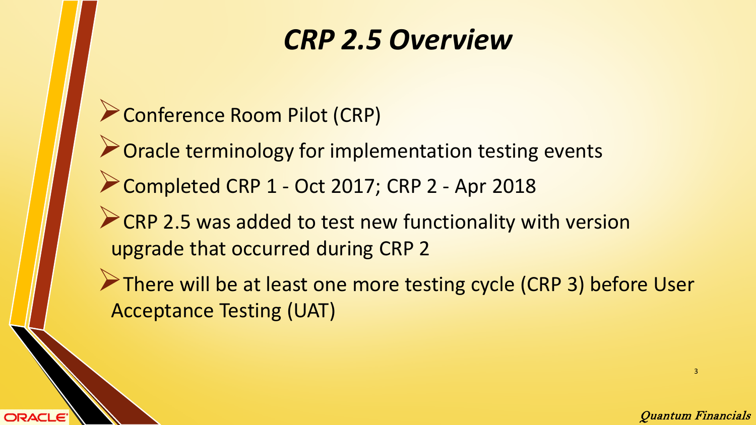# *CRP 2.5 Overview*

- Conference Room Pilot (CRP)
- Oracle terminology for implementation testing events
- Completed CRP 1 - Oct 2017; CRP 2 - Apr 2018
- CRP 2.5 was added to test new functionality with version upgrade that occurred during CRP 2
- There will be at least one more testing cycle (CRP 3) before User Acceptance Testing (UAT)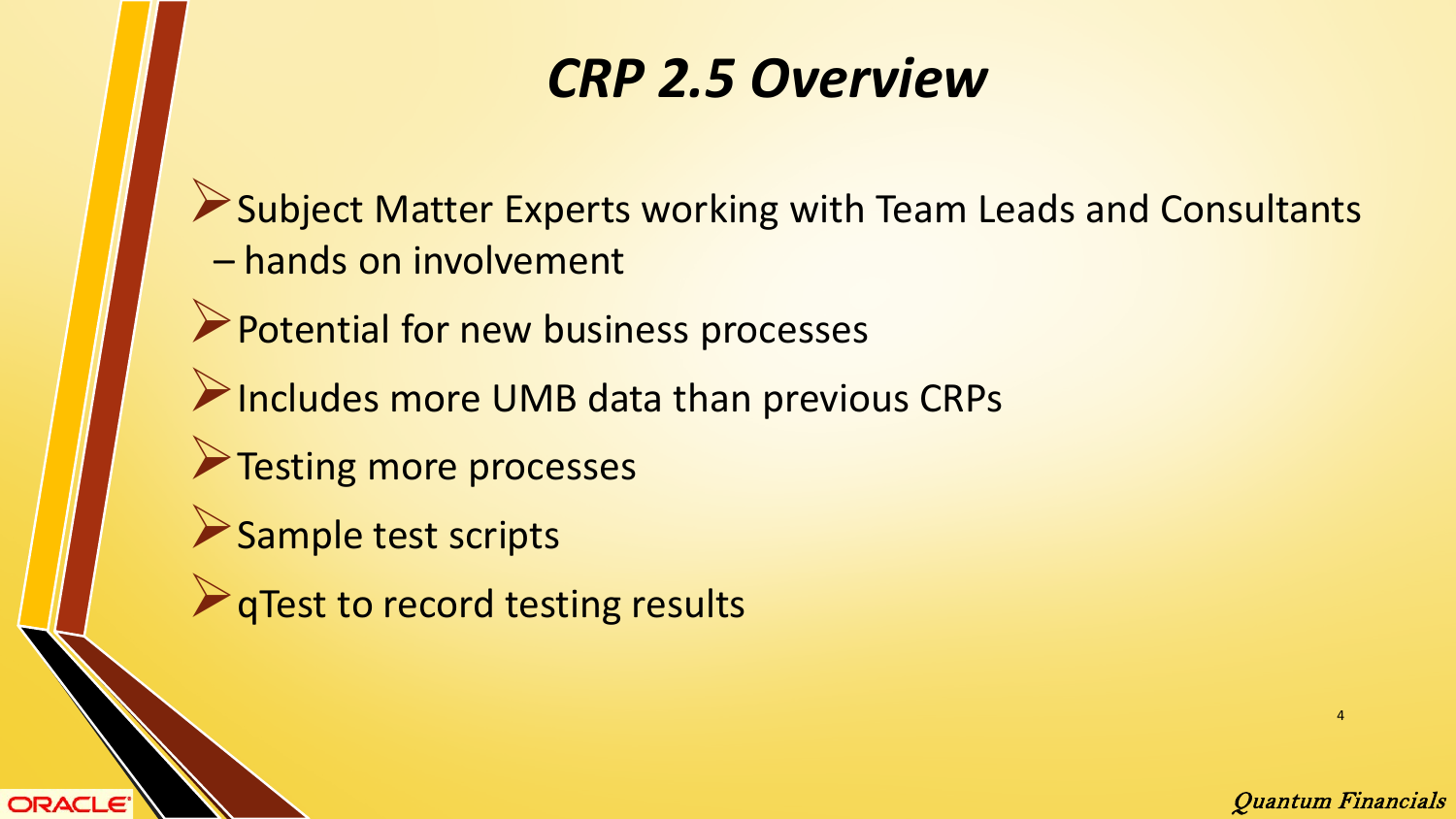# *CRP 2.5 Overview*

- Subject Matter Experts working with Team Leads and Consultants – hands on involvement
- Potential for new business processes
- Includes more UMB data than previous CRPs
- Testing more processes
- Sample test scripts
- qTest to record testing results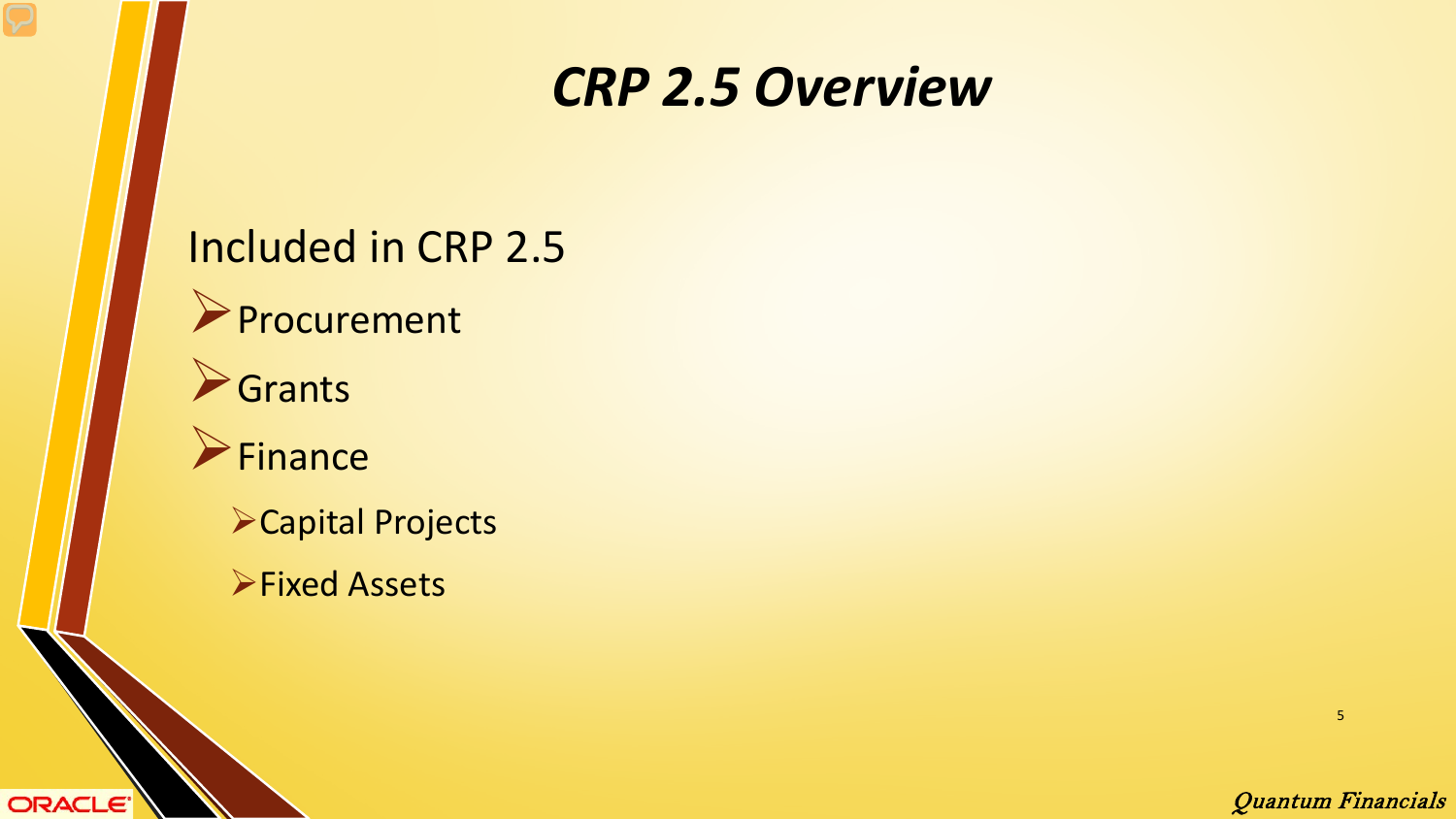# *CRP 2.5 Overview*

Included in CRP 2.5

- Procurement
- Grants
- Finance
  - Capital Projects
  - Fixed Assets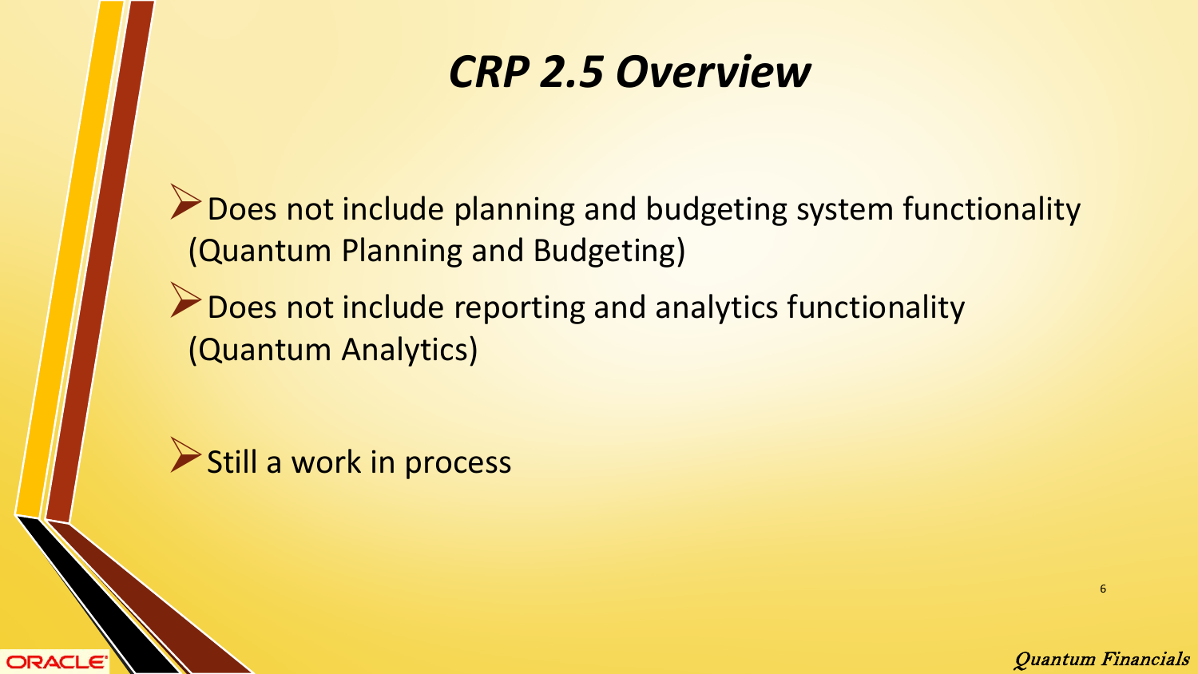# *CRP 2.5 Overview*

- Does not include planning and budgeting system functionality (Quantum Planning and Budgeting)
- Does not include reporting and analytics functionality (Quantum Analytics)

- Still a work in process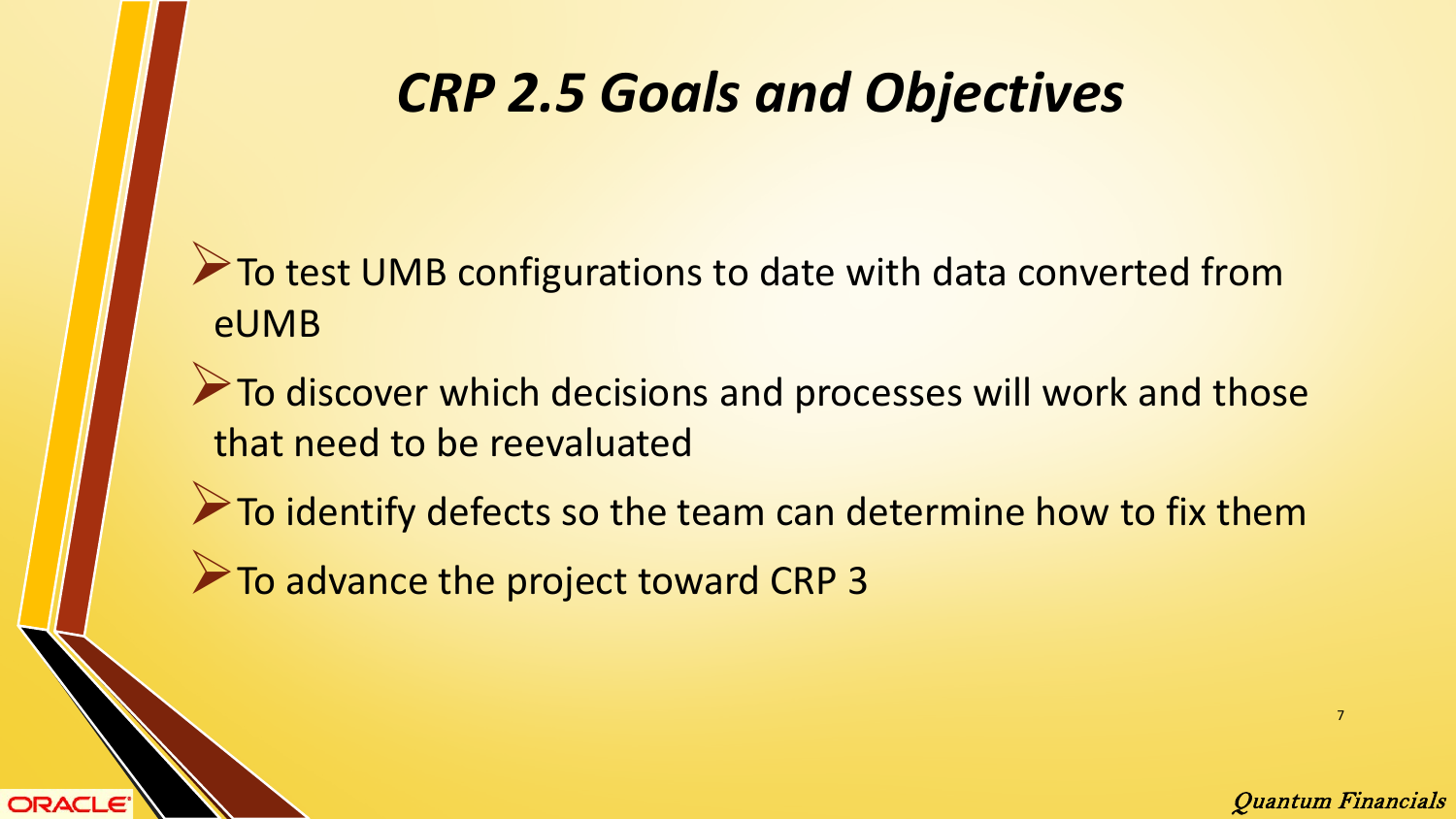# *CRP 2.5 Goals and Objectives*

- To test UMB configurations to date with data converted from eUMB
- To discover which decisions and processes will work and those that need to be reevaluated
- To identify defects so the team can determine how to fix them
- To advance the project toward CRP 3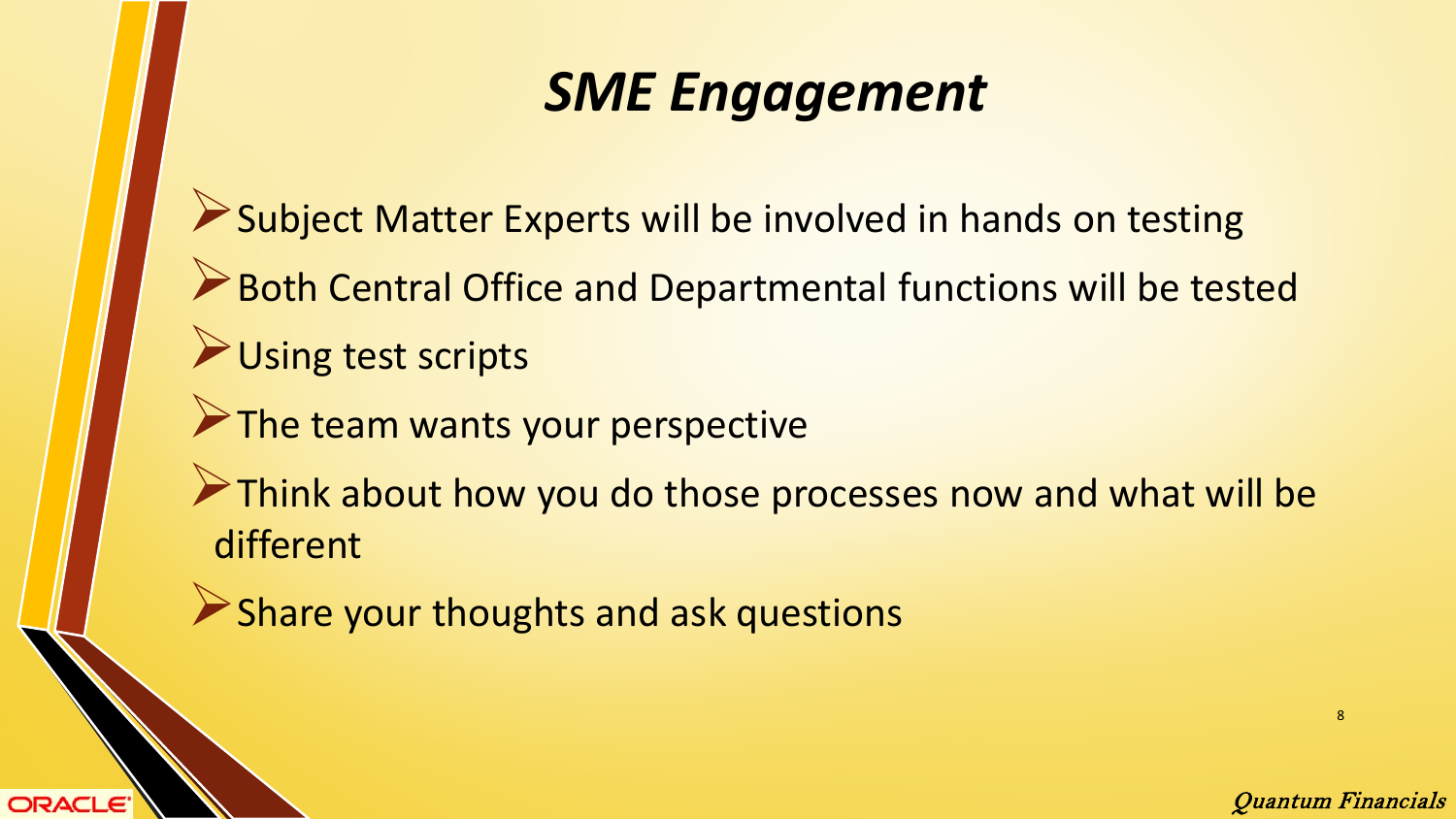# *SME Engagement*

- Subject Matter Experts will be involved in hands on testing
- Both Central Office and Departmental functions will be tested
- Using test scripts
- The team wants your perspective
- Think about how you do those processes now and what will be different
- Share your thoughts and ask questions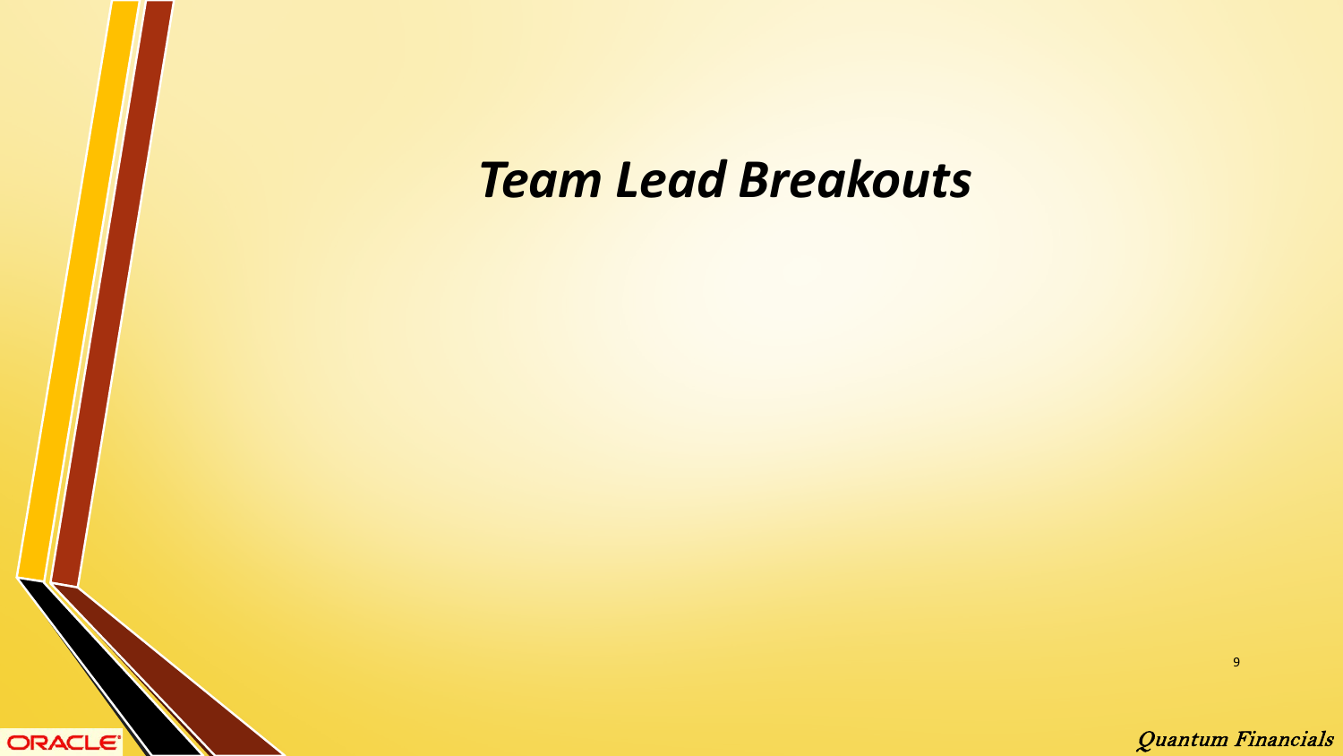# *Team Lead Breakouts*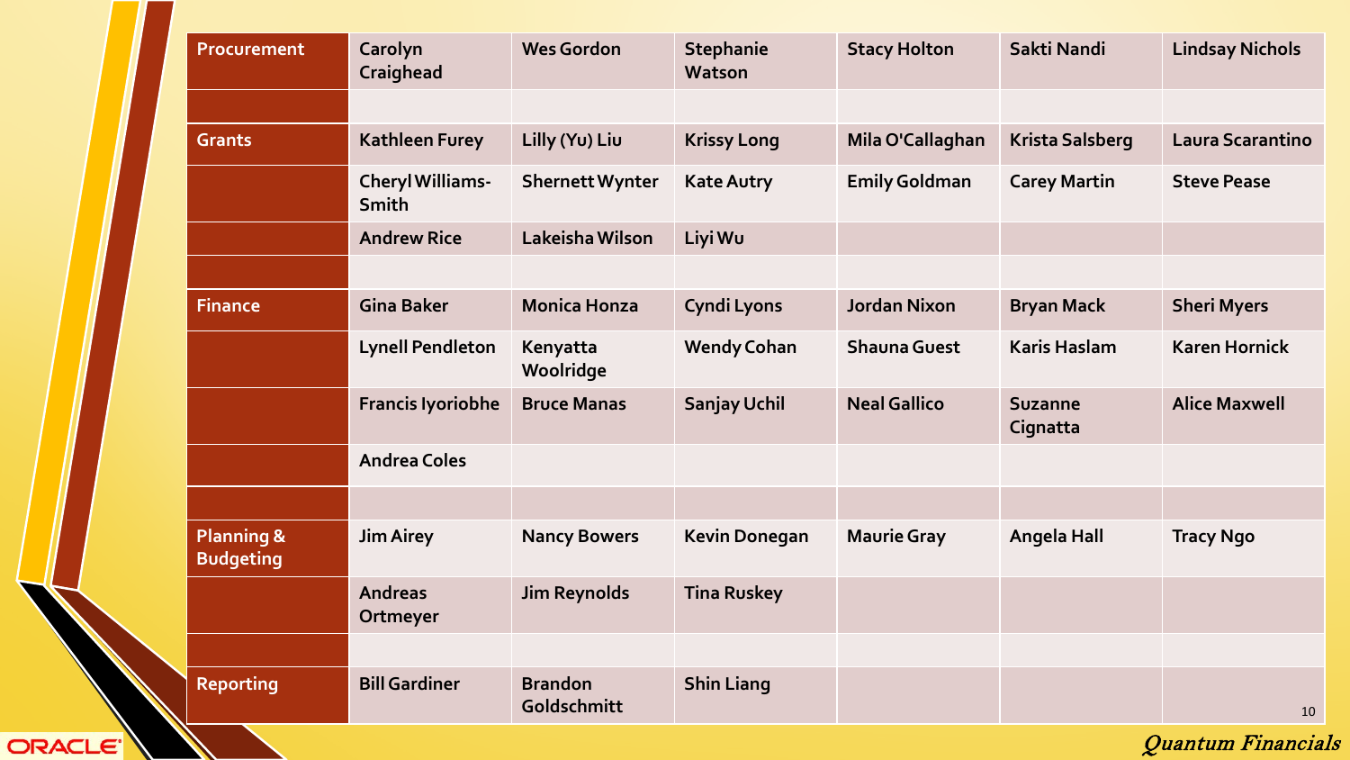| Procurement | Carolyn Craighead | Wes Gordon | Stephanie Watson | Stacy Holton | Sakti Nandi | Lindsay Nichols |
|---|---|---|---|---|---|---|
| | | | | | | |
| Grants | Kathleen Furey | Lilly (Yu) Liu | Krissy Long | Mila O'Callaghan | Krista Salsberg | Laura Scarantino |
| | Cheryl Williams-Smith | Shernett Wynter | Kate Autry | Emily Goldman | Carey Martin | Steve Pease |
| | Andrew Rice | Lakeisha Wilson | Liyi Wu | | | |
| | | | | | | |
| Finance | Gina Baker | Monica Honza | Cyndi Lyons | Jordan Nixon | Bryan Mack | Sheri Myers |
| | Lynell Pendleton | Kenyatta Woolridge | Wendy Cohan | Shauna Guest | Karis Haslam | Karen Hornick |
| | Francis Iyoriobhe | Bruce Manas | Sanjay Uchil | Neal Gallico | Suzanne Cignatta | Alice Maxwell |
| | Andrea Coles | | | | | |
| | | | | | | |
| Planning & Budgeting | Jim Airey | Nancy Bowers | Kevin Donegan | Maurie Gray | Angela Hall | Tracy Ngo |
| | Andreas Ortmeyer | Jim Reynolds | Tina Ruskey | | | |
| | | | | | | |
| Reporting | Bill Gardiner | Brandon Goldschmitt | Shin Liang | | | |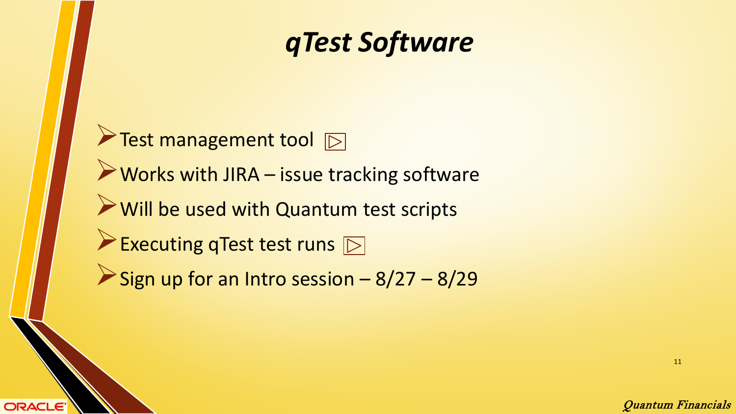# *qTest Software*

- Test management tool
- Works with JIRA – issue tracking software
- Will be used with Quantum test scripts
- Executing qTest test runs
- Sign up for an Intro session – 8/27 – 8/29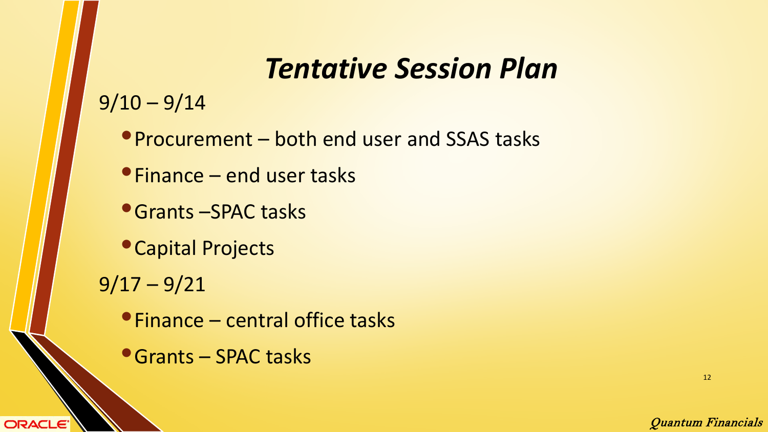# *Tentative Session Plan*

9/10 – 9/14

- Procurement – both end user and SSAS tasks
- Finance – end user tasks
- Grants –SPAC tasks
- Capital Projects

9/17 – 9/21

- Finance – central office tasks
- Grants – SPAC tasks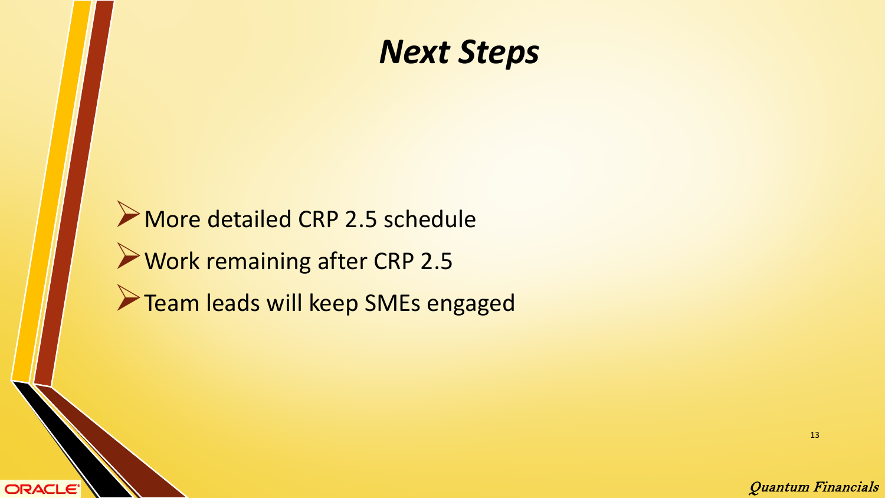# *Next Steps*

- More detailed CRP 2.5 schedule
- Work remaining after CRP 2.5
- Team leads will keep SMEs engaged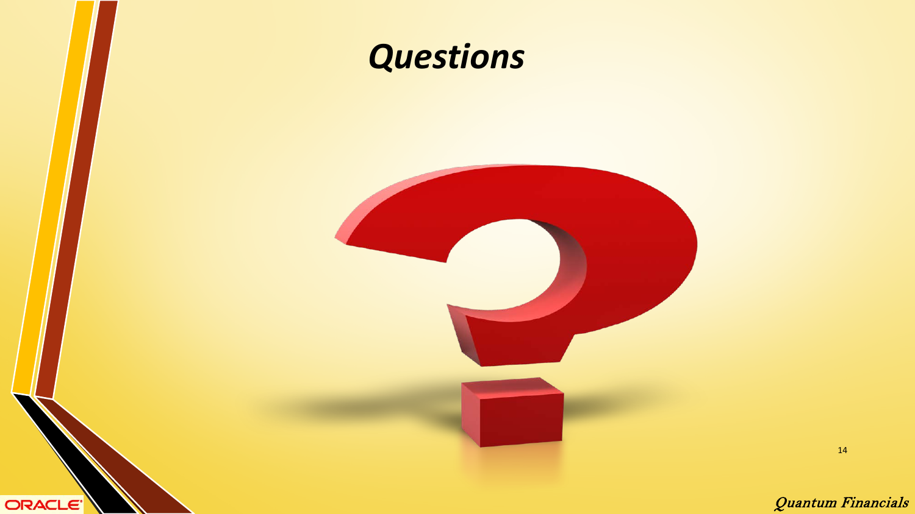# *Questions*